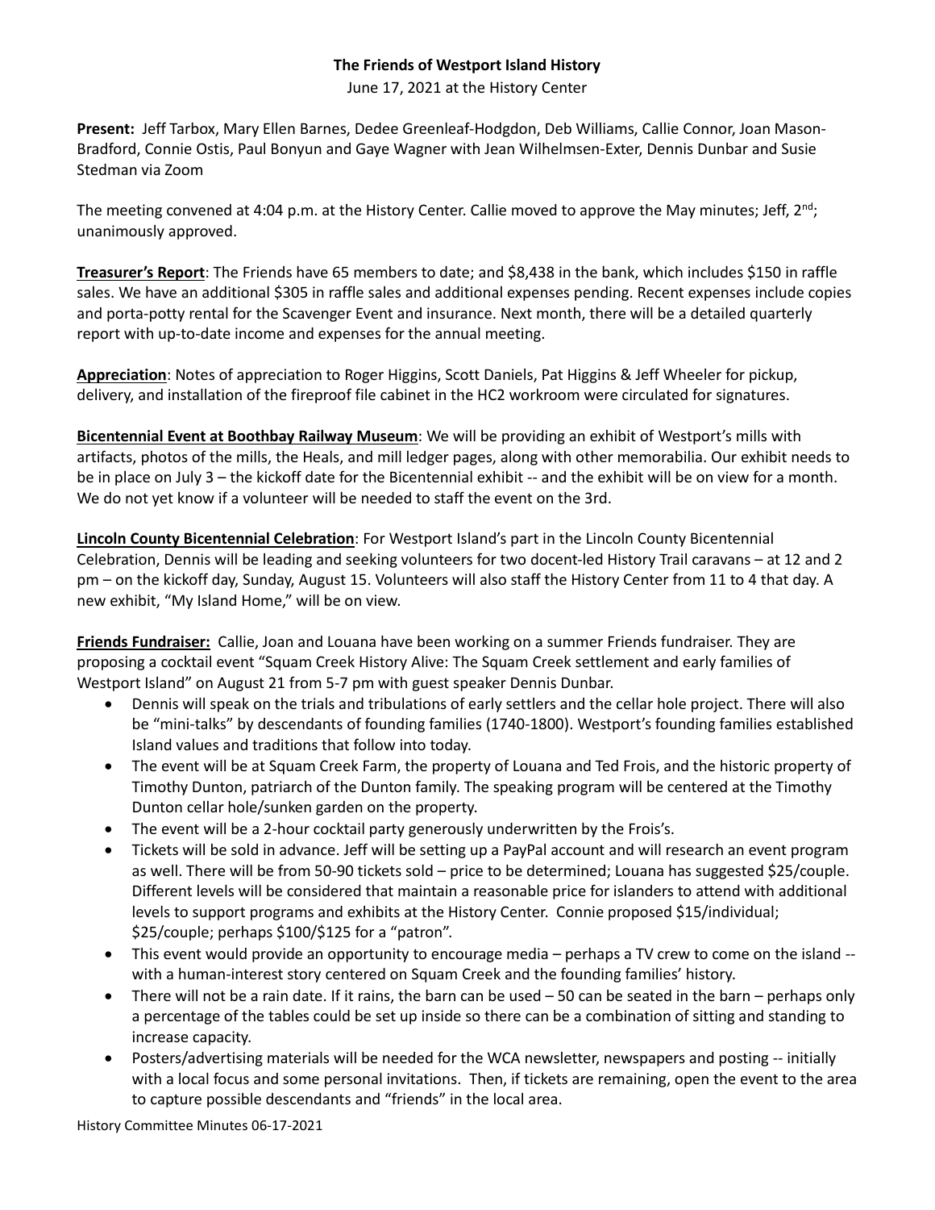**The Friends of Westport Island History**

June 17, 2021 at the History Center

**Present:** Jeff Tarbox, Mary Ellen Barnes, Dedee Greenleaf-Hodgdon, Deb Williams, Callie Connor, Joan Mason-Bradford, Connie Ostis, Paul Bonyun and Gaye Wagner with Jean Wilhelmsen-Exter, Dennis Dunbar and Susie Stedman via Zoom

The meeting convened at 4:04 p.m. at the History Center. Callie moved to approve the May minutes; Jeff, 2nd; unanimously approved.

**Treasurer's Report**: The Friends have 65 members to date; and $8,438 in the bank, which includes $150 in raffle sales. We have an additional $305 in raffle sales and additional expenses pending. Recent expenses include copies and porta-potty rental for the Scavenger Event and insurance. Next month, there will be a detailed quarterly report with up-to-date income and expenses for the annual meeting.

**Appreciation**: Notes of appreciation to Roger Higgins, Scott Daniels, Pat Higgins & Jeff Wheeler for pickup, delivery, and installation of the fireproof file cabinet in the HC2 workroom were circulated for signatures.

**Bicentennial Event at Boothbay Railway Museum**: We will be providing an exhibit of Westport's mills with artifacts, photos of the mills, the Heals, and mill ledger pages, along with other memorabilia. Our exhibit needs to be in place on July 3 – the kickoff date for the Bicentennial exhibit -- and the exhibit will be on view for a month. We do not yet know if a volunteer will be needed to staff the event on the 3rd.

**Lincoln County Bicentennial Celebration**: For Westport Island's part in the Lincoln County Bicentennial Celebration, Dennis will be leading and seeking volunteers for two docent-led History Trail caravans – at 12 and 2 pm – on the kickoff day, Sunday, August 15. Volunteers will also staff the History Center from 11 to 4 that day. A new exhibit, "My Island Home," will be on view.

**Friends Fundraiser:** Callie, Joan and Louana have been working on a summer Friends fundraiser. They are proposing a cocktail event "Squam Creek History Alive: The Squam Creek settlement and early families of Westport Island" on August 21 from 5-7 pm with guest speaker Dennis Dunbar.

- Dennis will speak on the trials and tribulations of early settlers and the cellar hole project. There will also be "mini-talks" by descendants of founding families (1740-1800). Westport's founding families established Island values and traditions that follow into today.
- The event will be at Squam Creek Farm, the property of Louana and Ted Frois, and the historic property of Timothy Dunton, patriarch of the Dunton family. The speaking program will be centered at the Timothy Dunton cellar hole/sunken garden on the property.
- The event will be a 2-hour cocktail party generously underwritten by the Frois's.
- Tickets will be sold in advance. Jeff will be setting up a PayPal account and will research an event program as well. There will be from 50-90 tickets sold – price to be determined; Louana has suggested $25/couple. Different levels will be considered that maintain a reasonable price for islanders to attend with additional levels to support programs and exhibits at the History Center. Connie proposed $15/individual; $25/couple; perhaps $100/$125 for a "patron".
- This event would provide an opportunity to encourage media – perhaps a TV crew to come on the island -- with a human-interest story centered on Squam Creek and the founding families' history.
- There will not be a rain date. If it rains, the barn can be used – 50 can be seated in the barn – perhaps only a percentage of the tables could be set up inside so there can be a combination of sitting and standing to increase capacity.
- Posters/advertising materials will be needed for the WCA newsletter, newspapers and posting -- initially with a local focus and some personal invitations. Then, if tickets are remaining, open the event to the area to capture possible descendants and "friends" in the local area.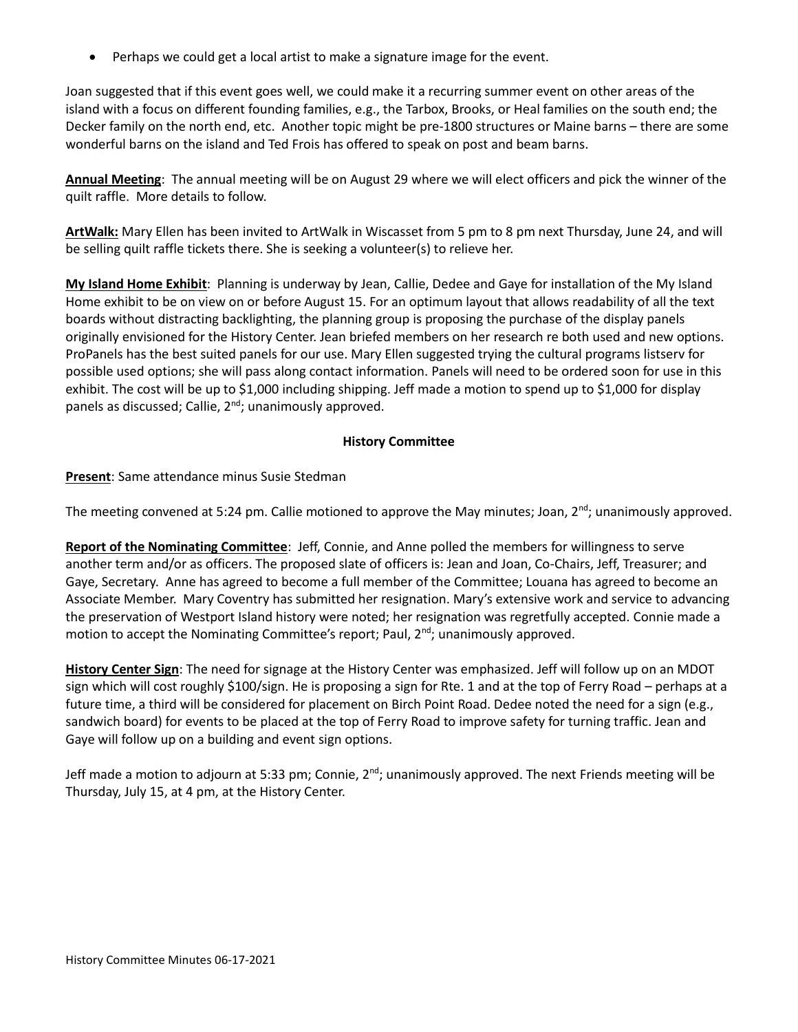- Perhaps we could get a local artist to make a signature image for the event.

Joan suggested that if this event goes well, we could make it a recurring summer event on other areas of the island with a focus on different founding families, e.g., the Tarbox, Brooks, or Heal families on the south end; the Decker family on the north end, etc. Another topic might be pre-1800 structures or Maine barns – there are some wonderful barns on the island and Ted Frois has offered to speak on post and beam barns.

**Annual Meeting**: The annual meeting will be on August 29 where we will elect officers and pick the winner of the quilt raffle. More details to follow.

**ArtWalk:** Mary Ellen has been invited to ArtWalk in Wiscasset from 5 pm to 8 pm next Thursday, June 24, and will be selling quilt raffle tickets there. She is seeking a volunteer(s) to relieve her.

**My Island Home Exhibit**: Planning is underway by Jean, Callie, Dedee and Gaye for installation of the My Island Home exhibit to be on view on or before August 15. For an optimum layout that allows readability of all the text boards without distracting backlighting, the planning group is proposing the purchase of the display panels originally envisioned for the History Center. Jean briefed members on her research re both used and new options. ProPanels has the best suited panels for our use. Mary Ellen suggested trying the cultural programs listserv for possible used options; she will pass along contact information. Panels will need to be ordered soon for use in this exhibit. The cost will be up to $1,000 including shipping. Jeff made a motion to spend up to $1,000 for display panels as discussed; Callie, 2nd; unanimously approved.

**History Committee**

**Present**: Same attendance minus Susie Stedman

The meeting convened at 5:24 pm. Callie motioned to approve the May minutes; Joan, 2nd; unanimously approved.

**Report of the Nominating Committee**: Jeff, Connie, and Anne polled the members for willingness to serve another term and/or as officers. The proposed slate of officers is: Jean and Joan, Co-Chairs, Jeff, Treasurer; and Gaye, Secretary. Anne has agreed to become a full member of the Committee; Louana has agreed to become an Associate Member. Mary Coventry has submitted her resignation. Mary's extensive work and service to advancing the preservation of Westport Island history were noted; her resignation was regretfully accepted. Connie made a motion to accept the Nominating Committee's report; Paul, 2nd; unanimously approved.

**History Center Sign**: The need for signage at the History Center was emphasized. Jeff will follow up on an MDOT sign which will cost roughly $100/sign. He is proposing a sign for Rte. 1 and at the top of Ferry Road – perhaps at a future time, a third will be considered for placement on Birch Point Road. Dedee noted the need for a sign (e.g., sandwich board) for events to be placed at the top of Ferry Road to improve safety for turning traffic. Jean and Gaye will follow up on a building and event sign options.

Jeff made a motion to adjourn at 5:33 pm; Connie, 2nd; unanimously approved. The next Friends meeting will be Thursday, July 15, at 4 pm, at the History Center.